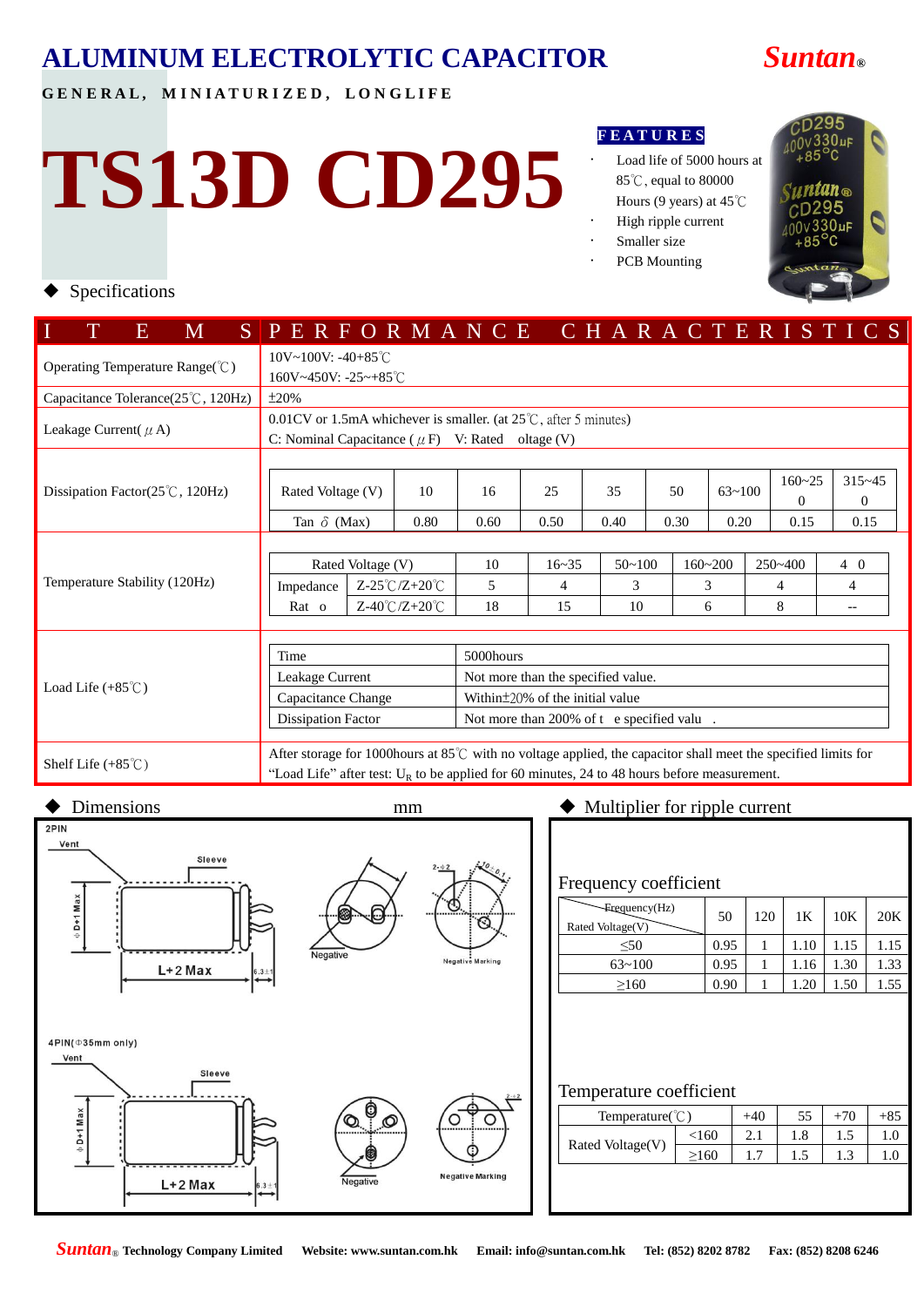# ALUMINUM ELECTROLYTIC CAPACITOR

**Suntan®**

**GENERAL, MINIATURIZED, LONGLIFE**

# TS13D CD295

**FEATURES**

- Load life of 5000 hours at 85℃, equal to 80000 Hours (9 years) at 45℃
- High ripple current
- Smaller size
- PCB Mounting

◆ Specifications

| ITEMS | PERFORMANCE CHARACTERISTICS |
|---|---|
| Operating Temperature Range(℃) | 10V~100V: -40+85℃<br>160V~450V: -25~+85℃ |
| Capacitance Tolerance(25℃, 120Hz) | ±20% |
| Leakage Current(μA) | 0.01CV or 1.5mA whichever is smaller. (at 25℃, after 5 minutes)<br>C: Nominal Capacitance (μF) V: Rated oltage (V) |
| Dissipation Factor(25℃, 120Hz) | see table below |
| Temperature Stability (120Hz) | see table below |
| Load Life (+85℃) | see table below |
| Shelf Life (+85℃) | After storage for 1000hours at 85℃ with no voltage applied, the capacitor shall meet the specified limits for "Load Life" after test: $U_R$ to be applied for 60 minutes, 24 to 48 hours before measurement. |

**Dissipation Factor(25℃, 120Hz)**

| Rated Voltage (V) | 10 | 16 | 25 | 35 | 50 | 63~100 | 160~250 | 315~450 |
|---|---|---|---|---|---|---|---|---|
| Tan δ (Max) | 0.80 | 0.60 | 0.50 | 0.40 | 0.30 | 0.20 | 0.15 | 0.15 |

**Temperature Stability (120Hz)**

| Rated Voltage (V) | | 10 | 16~35 | 50~100 | 160~200 | 250~400 | 4 0 |
|---|---|---|---|---|---|---|---|
| Impedance Rat o | Z-25℃/Z+20℃ | 5 | 4 | 3 | 3 | 4 | 4 |
| | Z-40℃/Z+20℃ | 18 | 15 | 10 | 6 | 8 | -- |

**Load Life (+85℃)**

| Time | 5000hours |
|---|---|
| Leakage Current | Not more than the specified value. |
| Capacitance Change | Within±20% of the initial value |
| Dissipation Factor | Not more than 200% of t e specified valu . |

◆ Dimensions mm

2PIN

Vent, Sleeve, ΦD+1 Max, L+2 Max, 6.3±1, Negative, 2-Φ2, Negative Marking

4PIN(Φ35mm only)

Vent, Sleeve, ΦD+1 Max, L+2 Max, 6.3±1, Negative, Negative Marking

◆ Multiplier for ripple current

Frequency coefficient

| Rated Voltage(V) \ Frequency(Hz) | 50 | 120 | 1K | 10K | 20K |
|---|---|---|---|---|---|
| ≤50 | 0.95 | 1 | 1.10 | 1.15 | 1.15 |
| 63~100 | 0.95 | 1 | 1.16 | 1.30 | 1.33 |
| ≥160 | 0.90 | 1 | 1.20 | 1.50 | 1.55 |

Temperature coefficient

| Temperature(℃) | | +40 | 55 | +70 | +85 |
|---|---|---|---|---|---|
| Rated Voltage(V) | <160 | 2.1 | 1.8 | 1.5 | 1.0 |
| | ≥160 | 1.7 | 1.5 | 1.3 | 1.0 |

**Suntan® Technology Company Limited Website: www.suntan.com.hk Email: info@suntan.com.hk Tel: (852) 8202 8782 Fax: (852) 8208 6246**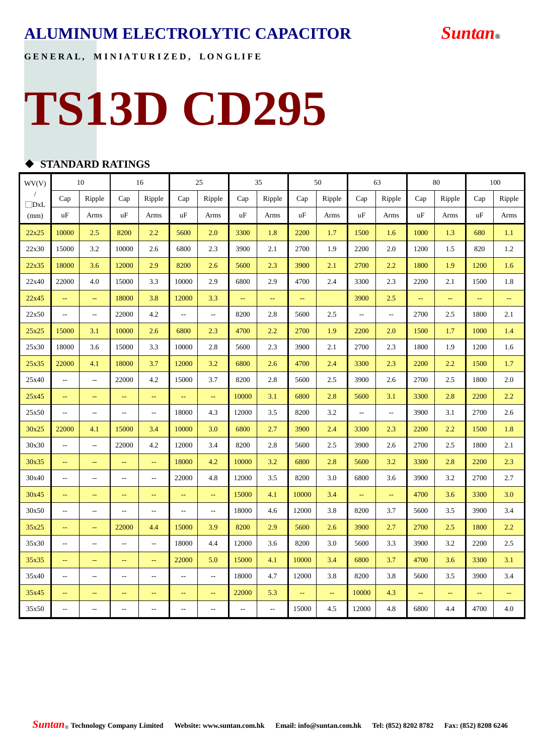# ALUMINUM ELECTROLYTIC CAPACITOR

**Suntan®**

**GENERAL, MINIATURIZED, LONGLIFE**

# TS13D CD295

## ◆ STANDARD RATINGS

| WV(V) / ΦDxL (mm) | 10 | | 16 | | 25 | | 35 | | 50 | | 63 | | 80 | | 100 | |
|---|---|---|---|---|---|---|---|---|---|---|---|---|---|---|---|---|
| | Cap uF | Ripple Arms | Cap uF | Ripple Arms | Cap uF | Ripple Arms | Cap uF | Ripple Arms | Cap uF | Ripple Arms | Cap uF | Ripple Arms | Cap uF | Ripple Arms | Cap uF | Ripple Arms |
| 22x25 | 10000 | 2.5 | 8200 | 2.2 | 5600 | 2.0 | 3300 | 1.8 | 2200 | 1.7 | 1500 | 1.6 | 1000 | 1.3 | 680 | 1.1 |
| 22x30 | 15000 | 3.2 | 10000 | 2.6 | 6800 | 2.3 | 3900 | 2.1 | 2700 | 1.9 | 2200 | 2.0 | 1200 | 1.5 | 820 | 1.2 |
| 22x35 | 18000 | 3.6 | 12000 | 2.9 | 8200 | 2.6 | 5600 | 2.3 | 3900 | 2.1 | 2700 | 2.2 | 1800 | 1.9 | 1200 | 1.6 |
| 22x40 | 22000 | 4.0 | 15000 | 3.3 | 10000 | 2.9 | 6800 | 2.9 | 4700 | 2.4 | 3300 | 2.3 | 2200 | 2.1 | 1500 | 1.8 |
| 22x45 | -- | -- | 18000 | 3.8 | 12000 | 3.3 | -- | -- | -- | | 3900 | 2.5 | -- | -- | -- | -- |
| 22x50 | -- | -- | 22000 | 4.2 | -- | -- | 8200 | 2.8 | 5600 | 2.5 | -- | -- | 2700 | 2.5 | 1800 | 2.1 |
| 25x25 | 15000 | 3.1 | 10000 | 2.6 | 6800 | 2.3 | 4700 | 2.2 | 2700 | 1.9 | 2200 | 2.0 | 1500 | 1.7 | 1000 | 1.4 |
| 25x30 | 18000 | 3.6 | 15000 | 3.3 | 10000 | 2.8 | 5600 | 2.3 | 3900 | 2.1 | 2700 | 2.3 | 1800 | 1.9 | 1200 | 1.6 |
| 25x35 | 22000 | 4.1 | 18000 | 3.7 | 12000 | 3.2 | 6800 | 2.6 | 4700 | 2.4 | 3300 | 2.3 | 2200 | 2.2 | 1500 | 1.7 |
| 25x40 | -- | -- | 22000 | 4.2 | 15000 | 3.7 | 8200 | 2.8 | 5600 | 2.5 | 3900 | 2.6 | 2700 | 2.5 | 1800 | 2.0 |
| 25x45 | -- | -- | -- | -- | -- | -- | 10000 | 3.1 | 6800 | 2.8 | 5600 | 3.1 | 3300 | 2.8 | 2200 | 2.2 |
| 25x50 | -- | -- | -- | -- | 18000 | 4.3 | 12000 | 3.5 | 8200 | 3.2 | -- | -- | 3900 | 3.1 | 2700 | 2.6 |
| 30x25 | 22000 | 4.1 | 15000 | 3.4 | 10000 | 3.0 | 6800 | 2.7 | 3900 | 2.4 | 3300 | 2.3 | 2200 | 2.2 | 1500 | 1.8 |
| 30x30 | -- | -- | 22000 | 4.2 | 12000 | 3.4 | 8200 | 2.8 | 5600 | 2.5 | 3900 | 2.6 | 2700 | 2.5 | 1800 | 2.1 |
| 30x35 | -- | -- | -- | -- | 18000 | 4.2 | 10000 | 3.2 | 6800 | 2.8 | 5600 | 3.2 | 3300 | 2.8 | 2200 | 2.3 |
| 30x40 | -- | -- | -- | -- | 22000 | 4.8 | 12000 | 3.5 | 8200 | 3.0 | 6800 | 3.6 | 3900 | 3.2 | 2700 | 2.7 |
| 30x45 | -- | -- | -- | -- | -- | -- | 15000 | 4.1 | 10000 | 3.4 | -- | -- | 4700 | 3.6 | 3300 | 3.0 |
| 30x50 | -- | -- | -- | -- | -- | -- | 18000 | 4.6 | 12000 | 3.8 | 8200 | 3.7 | 5600 | 3.5 | 3900 | 3.4 |
| 35x25 | -- | -- | 22000 | 4.4 | 15000 | 3.9 | 8200 | 2.9 | 5600 | 2.6 | 3900 | 2.7 | 2700 | 2.5 | 1800 | 2.2 |
| 35x30 | -- | -- | -- | -- | 18000 | 4.4 | 12000 | 3.6 | 8200 | 3.0 | 5600 | 3.3 | 3900 | 3.2 | 2200 | 2.5 |
| 35x35 | -- | -- | -- | -- | 22000 | 5.0 | 15000 | 4.1 | 10000 | 3.4 | 6800 | 3.7 | 4700 | 3.6 | 3300 | 3.1 |
| 35x40 | -- | -- | -- | -- | -- | -- | 18000 | 4.7 | 12000 | 3.8 | 8200 | 3.8 | 5600 | 3.5 | 3900 | 3.4 |
| 35x45 | -- | -- | -- | -- | -- | -- | 22000 | 5.3 | -- | -- | 10000 | 4.3 | -- | -- | -- | -- |
| 35x50 | -- | -- | -- | -- | -- | -- | -- | -- | 15000 | 4.5 | 12000 | 4.8 | 6800 | 4.4 | 4700 | 4.0 |

**Suntan® Technology Company Limited** **Website: www.suntan.com.hk** **Email: info@suntan.com.hk** **Tel: (852) 8202 8782** **Fax: (852) 8208 6246**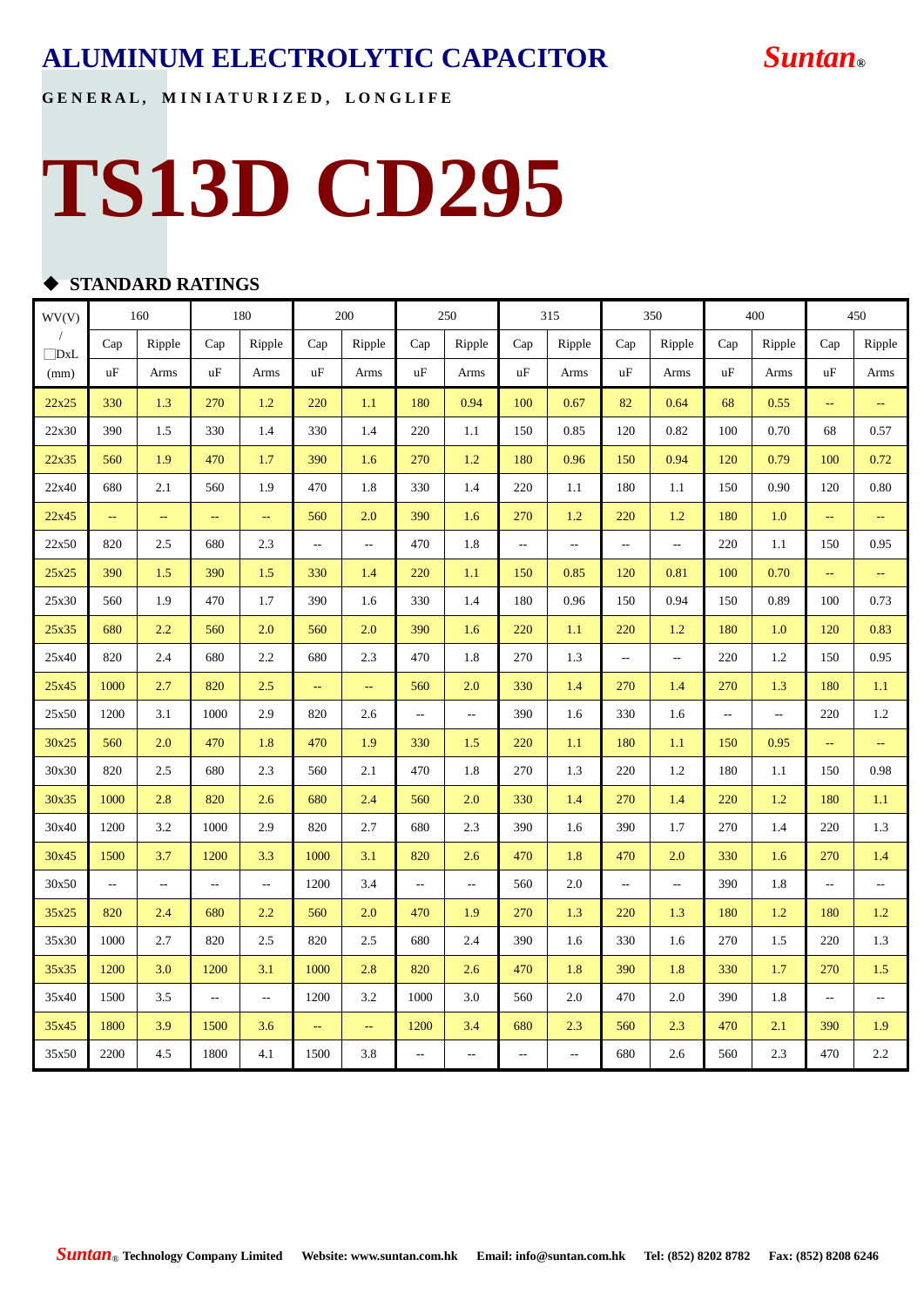# ALUMINUM ELECTROLYTIC CAPACITOR

**Suntan®**

**GENERAL, MINIATURIZED, LONGLIFE**

# TS13D CD295

## ◆ STANDARD RATINGS

| WV(V) / □DxL (mm) | 160 | | 180 | | 200 | | 250 | | 315 | | 350 | | 400 | | 450 | |
|---|---|---|---|---|---|---|---|---|---|---|---|---|---|---|---|---|
| | Cap uF | Ripple Arms | Cap uF | Ripple Arms | Cap uF | Ripple Arms | Cap uF | Ripple Arms | Cap uF | Ripple Arms | Cap uF | Ripple Arms | Cap uF | Ripple Arms | Cap uF | Ripple Arms |
| 22x25 | 330 | 1.3 | 270 | 1.2 | 220 | 1.1 | 180 | 0.94 | 100 | 0.67 | 82 | 0.64 | 68 | 0.55 | -- | -- |
| 22x30 | 390 | 1.5 | 330 | 1.4 | 330 | 1.4 | 220 | 1.1 | 150 | 0.85 | 120 | 0.82 | 100 | 0.70 | 68 | 0.57 |
| 22x35 | 560 | 1.9 | 470 | 1.7 | 390 | 1.6 | 270 | 1.2 | 180 | 0.96 | 150 | 0.94 | 120 | 0.79 | 100 | 0.72 |
| 22x40 | 680 | 2.1 | 560 | 1.9 | 470 | 1.8 | 330 | 1.4 | 220 | 1.1 | 180 | 1.1 | 150 | 0.90 | 120 | 0.80 |
| 22x45 | -- | -- | -- | -- | 560 | 2.0 | 390 | 1.6 | 270 | 1.2 | 220 | 1.2 | 180 | 1.0 | -- | -- |
| 22x50 | 820 | 2.5 | 680 | 2.3 | -- | -- | 470 | 1.8 | -- | -- | -- | -- | 220 | 1.1 | 150 | 0.95 |
| 25x25 | 390 | 1.5 | 390 | 1.5 | 330 | 1.4 | 220 | 1.1 | 150 | 0.85 | 120 | 0.81 | 100 | 0.70 | -- | -- |
| 25x30 | 560 | 1.9 | 470 | 1.7 | 390 | 1.6 | 330 | 1.4 | 180 | 0.96 | 150 | 0.94 | 150 | 0.89 | 100 | 0.73 |
| 25x35 | 680 | 2.2 | 560 | 2.0 | 560 | 2.0 | 390 | 1.6 | 220 | 1.1 | 220 | 1.2 | 180 | 1.0 | 120 | 0.83 |
| 25x40 | 820 | 2.4 | 680 | 2.2 | 680 | 2.3 | 470 | 1.8 | 270 | 1.3 | -- | -- | 220 | 1.2 | 150 | 0.95 |
| 25x45 | 1000 | 2.7 | 820 | 2.5 | -- | -- | 560 | 2.0 | 330 | 1.4 | 270 | 1.4 | 270 | 1.3 | 180 | 1.1 |
| 25x50 | 1200 | 3.1 | 1000 | 2.9 | 820 | 2.6 | -- | -- | 390 | 1.6 | 330 | 1.6 | -- | -- | 220 | 1.2 |
| 30x25 | 560 | 2.0 | 470 | 1.8 | 470 | 1.9 | 330 | 1.5 | 220 | 1.1 | 180 | 1.1 | 150 | 0.95 | -- | -- |
| 30x30 | 820 | 2.5 | 680 | 2.3 | 560 | 2.1 | 470 | 1.8 | 270 | 1.3 | 220 | 1.2 | 180 | 1.1 | 150 | 0.98 |
| 30x35 | 1000 | 2.8 | 820 | 2.6 | 680 | 2.4 | 560 | 2.0 | 330 | 1.4 | 270 | 1.4 | 220 | 1.2 | 180 | 1.1 |
| 30x40 | 1200 | 3.2 | 1000 | 2.9 | 820 | 2.7 | 680 | 2.3 | 390 | 1.6 | 390 | 1.7 | 270 | 1.4 | 220 | 1.3 |
| 30x45 | 1500 | 3.7 | 1200 | 3.3 | 1000 | 3.1 | 820 | 2.6 | 470 | 1.8 | 470 | 2.0 | 330 | 1.6 | 270 | 1.4 |
| 30x50 | -- | -- | -- | -- | 1200 | 3.4 | -- | -- | 560 | 2.0 | -- | -- | 390 | 1.8 | -- | -- |
| 35x25 | 820 | 2.4 | 680 | 2.2 | 560 | 2.0 | 470 | 1.9 | 270 | 1.3 | 220 | 1.3 | 180 | 1.2 | 180 | 1.2 |
| 35x30 | 1000 | 2.7 | 820 | 2.5 | 820 | 2.5 | 680 | 2.4 | 390 | 1.6 | 330 | 1.6 | 270 | 1.5 | 220 | 1.3 |
| 35x35 | 1200 | 3.0 | 1200 | 3.1 | 1000 | 2.8 | 820 | 2.6 | 470 | 1.8 | 390 | 1.8 | 330 | 1.7 | 270 | 1.5 |
| 35x40 | 1500 | 3.5 | -- | -- | 1200 | 3.2 | 1000 | 3.0 | 560 | 2.0 | 470 | 2.0 | 390 | 1.8 | -- | -- |
| 35x45 | 1800 | 3.9 | 1500 | 3.6 | -- | -- | 1200 | 3.4 | 680 | 2.3 | 560 | 2.3 | 470 | 2.1 | 390 | 1.9 |
| 35x50 | 2200 | 4.5 | 1800 | 4.1 | 1500 | 3.8 | -- | -- | -- | -- | 680 | 2.6 | 560 | 2.3 | 470 | 2.2 |

**Suntan® Technology Company Limited   Website: www.suntan.com.hk   Email: info@suntan.com.hk   Tel: (852) 8202 8782   Fax: (852) 8208 6246**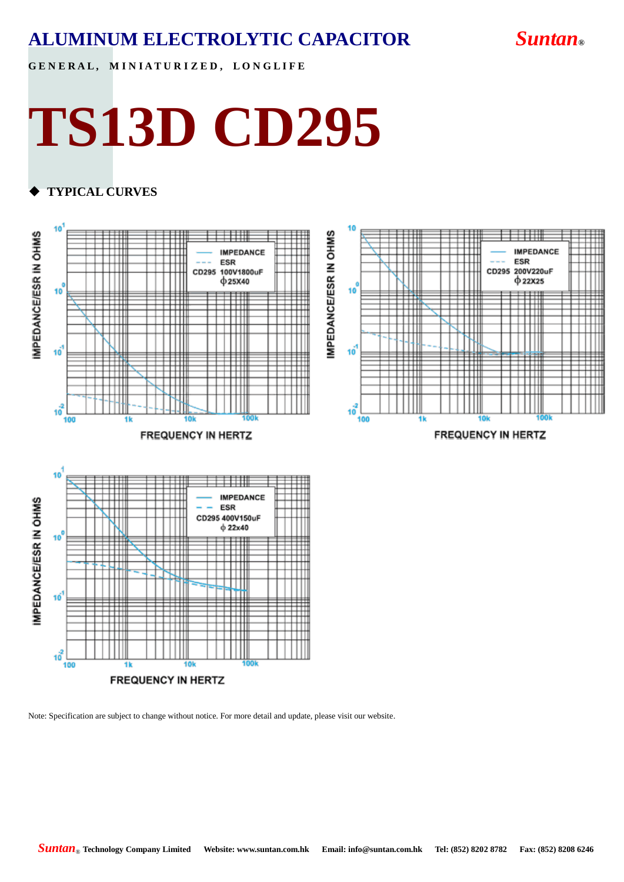# ALUMINUM ELECTROLYTIC CAPACITOR

**Suntan**®

GENERAL, MINIATURIZED, LONGLIFE

# TS13D CD295

◆ **TYPICAL CURVES**

IMPEDANCE/ESR IN OHMS

$10^{1}$
$10^{0}$
$10^{-1}$
$10^{-2}$

100 1k 10k 100k

FREQUENCY IN HERTZ

IMPEDANCE
ESR
CD295 100V1800uF
ϕ 25X40

IMPEDANCE/ESR IN OHMS

10
$10^{0}$
$10^{-1}$
$10^{-2}$

100 1k 10k 100k

FREQUENCY IN HERTZ

IMPEDANCE
ESR
CD295 200V220uF
ϕ 22X25

IMPEDANCE/ESR IN OHMS

$10^{1}$
$10^{0}$
$10^{-1}$
$10^{-2}$

100 1k 10k 100k

FREQUENCY IN HERTZ

IMPEDANCE
ESR
CD295 400V150uF
ϕ 22x40

Note: Specification are subject to change without notice. For more detail and update, please visit our website.

**Suntan**® **Technology Company Limited** **Website: www.suntan.com.hk** **Email: info@suntan.com.hk** **Tel: (852) 8202 8782** **Fax: (852) 8208 6246**